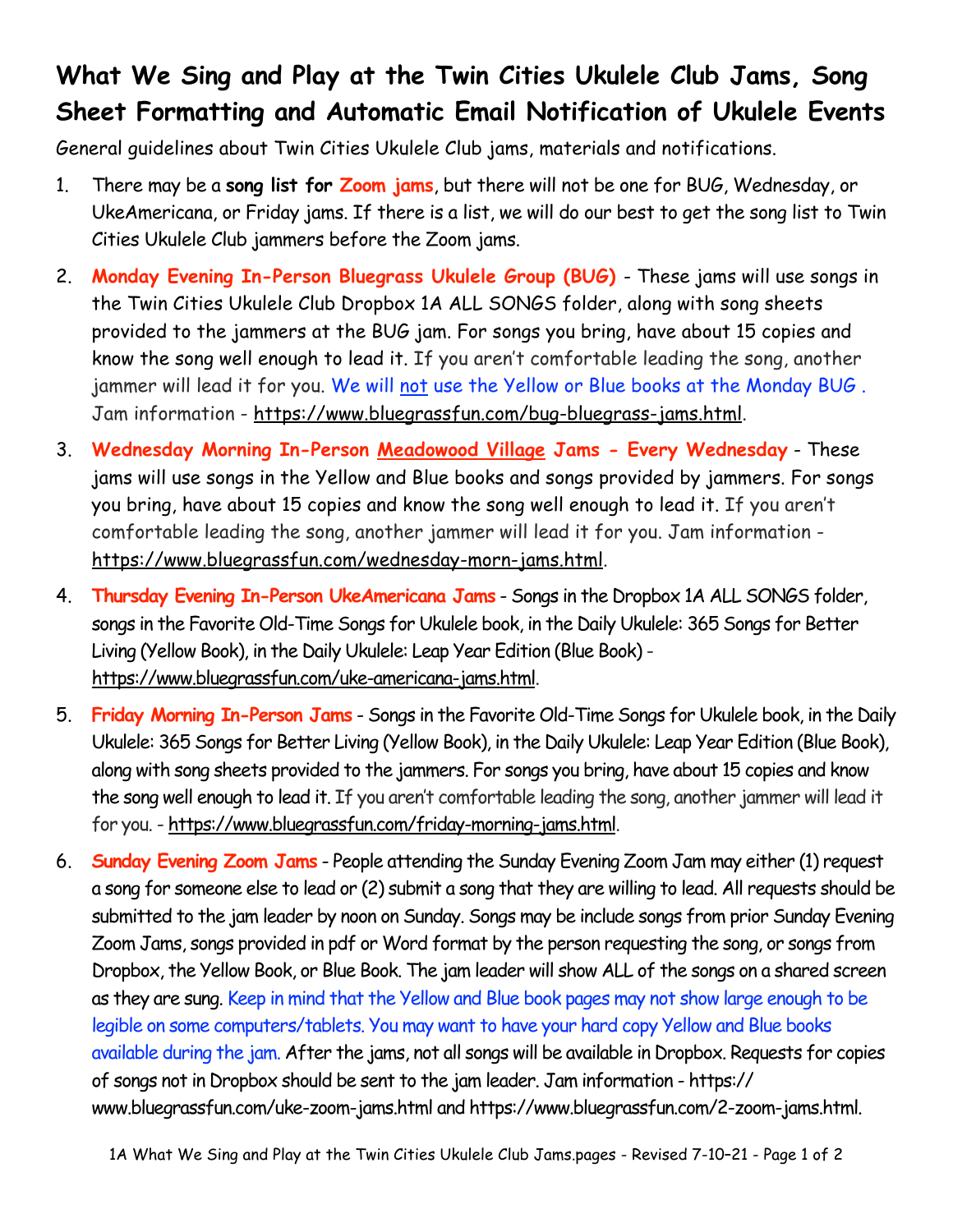# What We Sing and Play at the Twin Cities Ukulele Club Jams, Song Sheet Formatting and Automatic Email Notification of Ukulele Events

General guidelines about Twin Cities Ukulele Club jams, materials and notifications.

1. There may be a **song list for Zoom jams**, but there will not be one for BUG, Wednesday, or UkeAmericana, or Friday jams. If there is a list, we will do our best to get the song list to Twin Cities Ukulele Club jammers before the Zoom jams.

2. **Monday Evening In-Person Bluegrass Ukulele Group (BUG)** - These jams will use songs in the Twin Cities Ukulele Club Dropbox 1A ALL SONGS folder, along with song sheets provided to the jammers at the BUG jam. For songs you bring, have about 15 copies and know the song well enough to lead it. If you aren't comfortable leading the song, another jammer will lead it for you. We will not use the Yellow or Blue books at the Monday BUG . Jam information - https://www.bluegrassfun.com/bug-bluegrass-jams.html.

3. **Wednesday Morning In-Person Meadowood Village Jams - Every Wednesday** - These jams will use songs in the Yellow and Blue books and songs provided by jammers. For songs you bring, have about 15 copies and know the song well enough to lead it. If you aren't comfortable leading the song, another jammer will lead it for you. Jam information - https://www.bluegrassfun.com/wednesday-morn-jams.html.

4. **Thursday Evening In-Person UkeAmericana Jams** - Songs in the Dropbox 1A ALL SONGS folder, songs in the Favorite Old-Time Songs for Ukulele book, in the Daily Ukulele: 365 Songs for Better Living (Yellow Book), in the Daily Ukulele: Leap Year Edition (Blue Book) - https://www.bluegrassfun.com/uke-americana-jams.html.

5. **Friday Morning In-Person Jams** - Songs in the Favorite Old-Time Songs for Ukulele book, in the Daily Ukulele: 365 Songs for Better Living (Yellow Book), in the Daily Ukulele: Leap Year Edition (Blue Book), along with song sheets provided to the jammers. For songs you bring, have about 15 copies and know the song well enough to lead it. If you aren't comfortable leading the song, another jammer will lead it for you. - https://www.bluegrassfun.com/friday-morning-jams.html.

6. **Sunday Evening Zoom Jams** - People attending the Sunday Evening Zoom Jam may either (1) request a song for someone else to lead or (2) submit a song that they are willing to lead. All requests should be submitted to the jam leader by noon on Sunday. Songs may be include songs from prior Sunday Evening Zoom Jams, songs provided in pdf or Word format by the person requesting the song, or songs from Dropbox, the Yellow Book, or Blue Book. The jam leader will show ALL of the songs on a shared screen as they are sung. Keep in mind that the Yellow and Blue book pages may not show large enough to be legible on some computers/tablets. You may want to have your hard copy Yellow and Blue books available during the jam. After the jams, not all songs will be available in Dropbox. Requests for copies of songs not in Dropbox should be sent to the jam leader. Jam information - https://www.bluegrassfun.com/uke-zoom-jams.html and https://www.bluegrassfun.com/2-zoom-jams.html.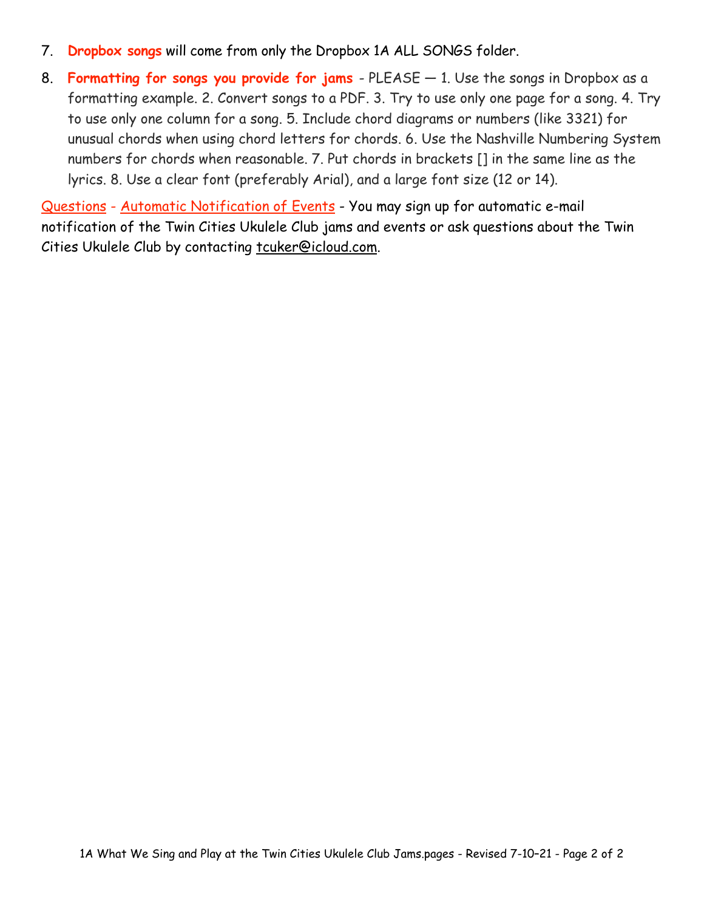7. **Dropbox songs** will come from only the Dropbox 1A ALL SONGS folder.
8. **Formatting for songs you provide for jams** - PLEASE — 1. Use the songs in Dropbox as a formatting example. 2. Convert songs to a PDF. 3. Try to use only one page for a song. 4. Try to use only one column for a song. 5. Include chord diagrams or numbers (like 3321) for unusual chords when using chord letters for chords. 6. Use the Nashville Numbering System numbers for chords when reasonable. 7. Put chords in brackets [] in the same line as the lyrics. 8. Use a clear font (preferably Arial), and a large font size (12 or 14).

Questions - Automatic Notification of Events - You may sign up for automatic e-mail notification of the Twin Cities Ukulele Club jams and events or ask questions about the Twin Cities Ukulele Club by contacting tcuker@icloud.com.